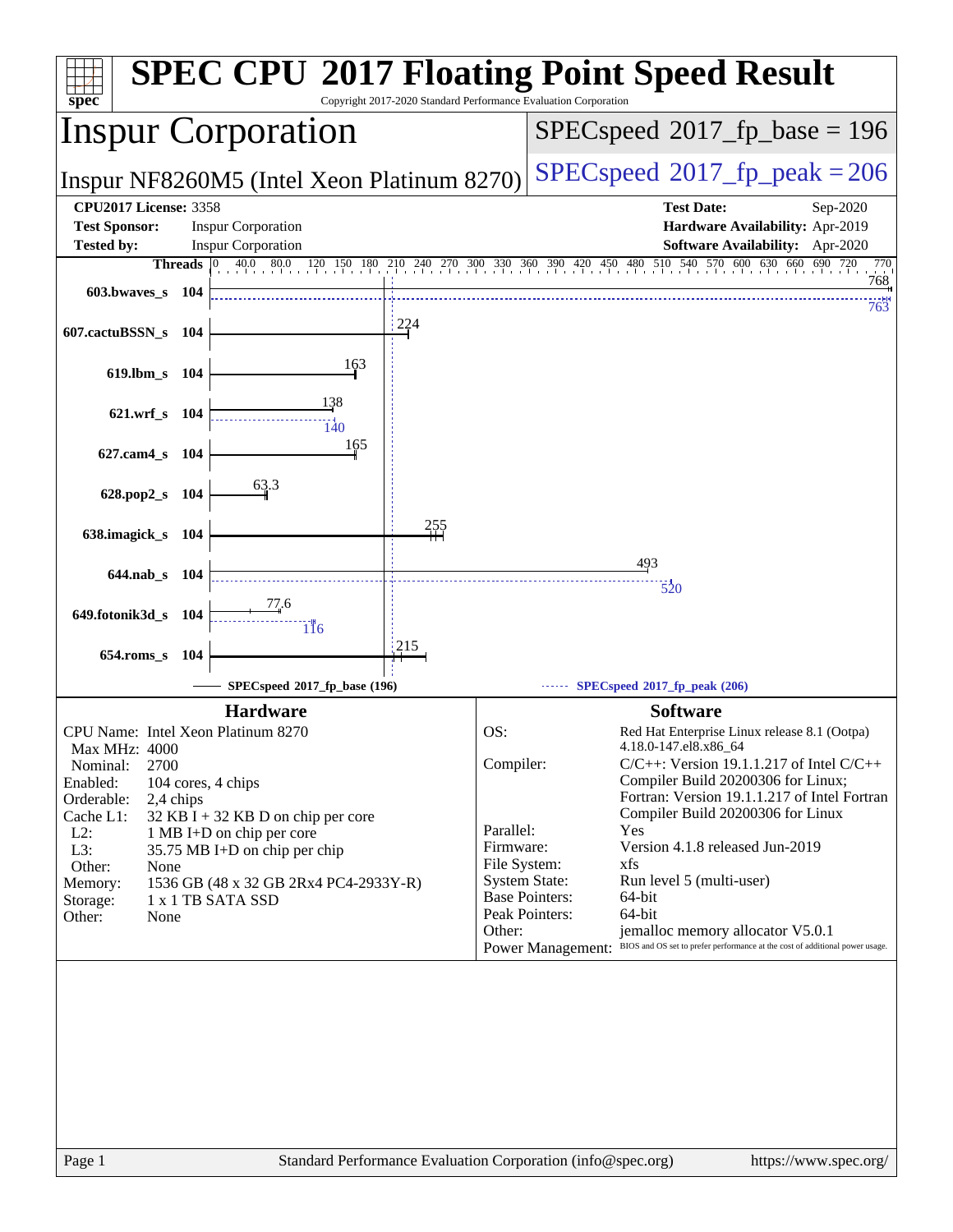# SPEC CPU 2017 Floating Point Speed Result

Copyright 2017-2020 Standard Performance Evaluation Corporation

## Inspur Corporation

Inspur NF8260M5 (Intel Xeon Platinum 8270)

SPECspeed 2017_fp_base = 196

SPECspeed 2017_fp_peak = 206

**CPU2017 License:** 3358
**Test Sponsor:** Inspur Corporation
**Tested by:** Inspur Corporation

**Test Date:** Sep-2020
**Hardware Availability:** Apr-2019
**Software Availability:** Apr-2020

| Benchmark | Threads | Base | Peak |
|---|---|---|---|
| 603.bwaves_s | 104 | 768 | 763 |
| 607.cactuBSSN_s | 104 | 224 | |
| 619.lbm_s | 104 | 163 | |
| 621.wrf_s | 104 | 138 | 140 |
| 627.cam4_s | 104 | 165 | |
| 628.pop2_s | 104 | 63.3 | |
| 638.imagick_s | 104 | 255 | |
| 644.nab_s | 104 | 493 | 520 |
| 649.fotonik3d_s | 104 | 77.6 | 116 |
| 654.roms_s | 104 | 215 | |

SPECspeed 2017_fp_base (196) — SPECspeed 2017_fp_peak (206)

### Hardware

| | |
|---|---|
| CPU Name: | Intel Xeon Platinum 8270 |
| Max MHz: | 4000 |
| Nominal: | 2700 |
| Enabled: | 104 cores, 4 chips |
| Orderable: | 2,4 chips |
| Cache L1: | 32 KB I + 32 KB D on chip per core |
| L2: | 1 MB I+D on chip per core |
| L3: | 35.75 MB I+D on chip per chip |
| Other: | None |
| Memory: | 1536 GB (48 x 32 GB 2Rx4 PC4-2933Y-R) |
| Storage: | 1 x 1 TB SATA SSD |
| Other: | None |

### Software

| | |
|---|---|
| OS: | Red Hat Enterprise Linux release 8.1 (Ootpa) 4.18.0-147.el8.x86_64 |
| Compiler: | C/C++: Version 19.1.1.217 of Intel C/C++ Compiler Build 20200306 for Linux; Fortran: Version 19.1.1.217 of Intel Fortran Compiler Build 20200306 for Linux |
| Parallel: | Yes |
| Firmware: | Version 4.1.8 released Jun-2019 |
| File System: | xfs |
| System State: | Run level 5 (multi-user) |
| Base Pointers: | 64-bit |
| Peak Pointers: | 64-bit |
| Other: | jemalloc memory allocator V5.0.1 |
| Power Management: | BIOS and OS set to prefer performance at the cost of additional power usage. |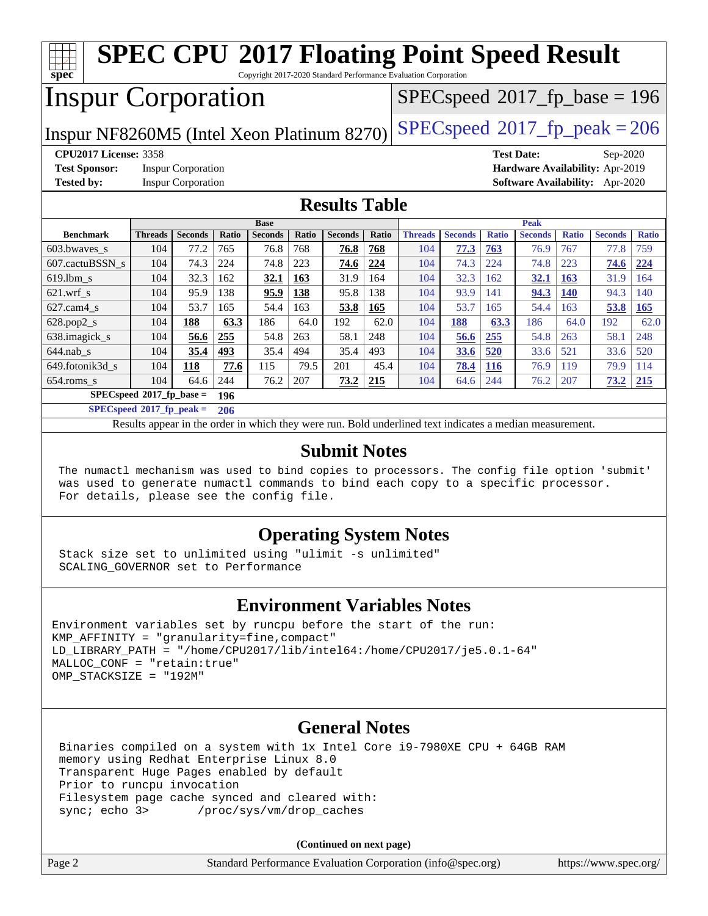# SPEC CPU 2017 Floating Point Speed Result

Copyright 2017-2020 Standard Performance Evaluation Corporation

## Inspur Corporation

Inspur NF8260M5 (Intel Xeon Platinum 8270)

SPECspeed 2017_fp_base = 196

SPECspeed 2017_fp_peak = 206

**CPU2017 License:** 3358
**Test Sponsor:** Inspur Corporation
**Tested by:** Inspur Corporation

**Test Date:** Sep-2020
**Hardware Availability:** Apr-2019
**Software Availability:** Apr-2020

## Results Table

| Benchmark | Base | | | | | | | Peak | | | | | | |
|---|---|---|---|---|---|---|---|---|---|---|---|---|---|---|
| | Threads | Seconds | Ratio | Seconds | Ratio | Seconds | Ratio | Threads | Seconds | Ratio | Seconds | Ratio | Seconds | Ratio |
| 603.bwaves_s | 104 | 77.2 | 765 | 76.8 | 768 | **76.8** | **768** | 104 | **77.3** | **763** | 76.9 | 767 | 77.8 | 759 |
| 607.cactuBSSN_s | 104 | 74.3 | 224 | 74.8 | 223 | **74.6** | **224** | 104 | 74.3 | 224 | 74.8 | 223 | **74.6** | **224** |
| 619.lbm_s | 104 | 32.3 | 162 | **32.1** | **163** | 31.9 | 164 | 104 | 32.3 | 162 | **32.1** | **163** | 31.9 | 164 |
| 621.wrf_s | 104 | 95.9 | 138 | **95.9** | **138** | 95.8 | 138 | 104 | 93.9 | 141 | **94.3** | **140** | 94.3 | 140 |
| 627.cam4_s | 104 | 53.7 | 165 | 54.4 | 163 | **53.8** | **165** | 104 | 53.7 | 165 | 54.4 | 163 | **53.8** | **165** |
| 628.pop2_s | 104 | **188** | **63.3** | 186 | 64.0 | 192 | 62.0 | 104 | **188** | **63.3** | 186 | 64.0 | 192 | 62.0 |
| 638.imagick_s | 104 | **56.6** | **255** | 54.8 | 263 | 58.1 | 248 | 104 | **56.6** | **255** | 54.8 | 263 | 58.1 | 248 |
| 644.nab_s | 104 | **35.4** | **493** | 35.4 | 494 | 35.4 | 493 | 104 | **33.6** | **520** | 33.6 | 521 | 33.6 | 520 |
| 649.fotonik3d_s | 104 | **118** | **77.6** | 115 | 79.5 | 201 | 45.4 | 104 | **78.4** | **116** | 76.9 | 119 | 79.9 | 114 |
| 654.roms_s | 104 | 64.6 | 244 | 76.2 | 207 | **73.2** | **215** | 104 | 64.6 | 244 | 76.2 | 207 | **73.2** | **215** |

**SPECspeed 2017_fp_base = 196**

**SPECspeed 2017_fp_peak = 206**

Results appear in the order in which they were run. Bold underlined text indicates a median measurement.

## Submit Notes

```
The numactl mechanism was used to bind copies to processors. The config file option 'submit'
was used to generate numactl commands to bind each copy to a specific processor.
For details, please see the config file.
```

## Operating System Notes

```
Stack size set to unlimited using "ulimit -s unlimited"
SCALING_GOVERNOR set to Performance
```

## Environment Variables Notes

```
Environment variables set by runcpu before the start of the run:
KMP_AFFINITY = "granularity=fine,compact"
LD_LIBRARY_PATH = "/home/CPU2017/lib/intel64:/home/CPU2017/je5.0.1-64"
MALLOC_CONF = "retain:true"
OMP_STACKSIZE = "192M"
```

## General Notes

```
Binaries compiled on a system with 1x Intel Core i9-7980XE CPU + 64GB RAM
memory using Redhat Enterprise Linux 8.0
Transparent Huge Pages enabled by default
Prior to runcpu invocation
Filesystem page cache synced and cleared with:
sync; echo 3>       /proc/sys/vm/drop_caches
```

**(Continued on next page)**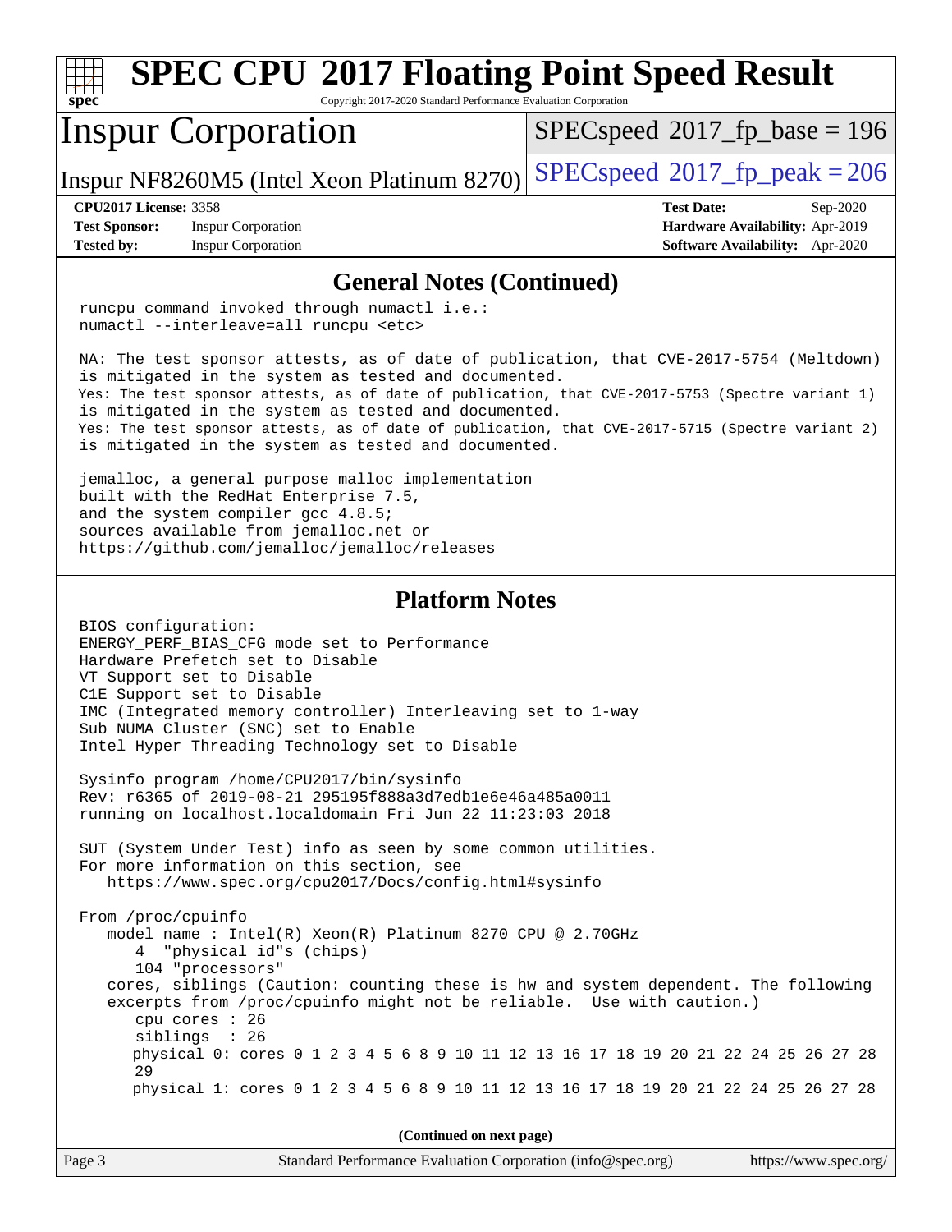## General Notes (Continued)

```
runcpu command invoked through numactl i.e.:
numactl --interleave=all runcpu <etc>

NA: The test sponsor attests, as of date of publication, that CVE-2017-5754 (Meltdown)
is mitigated in the system as tested and documented.
Yes: The test sponsor attests, as of date of publication, that CVE-2017-5753 (Spectre variant 1)
is mitigated in the system as tested and documented.
Yes: The test sponsor attests, as of date of publication, that CVE-2017-5715 (Spectre variant 2)
is mitigated in the system as tested and documented.

jemalloc, a general purpose malloc implementation
built with the RedHat Enterprise 7.5,
and the system compiler gcc 4.8.5;
sources available from jemalloc.net or
https://github.com/jemalloc/jemalloc/releases
```

## Platform Notes

```
BIOS configuration:
ENERGY_PERF_BIAS_CFG mode set to Performance
Hardware Prefetch set to Disable
VT Support set to Disable
C1E Support set to Disable
IMC (Integrated memory controller) Interleaving set to 1-way
Sub NUMA Cluster (SNC) set to Enable
Intel Hyper Threading Technology set to Disable

Sysinfo program /home/CPU2017/bin/sysinfo
Rev: r6365 of 2019-08-21 295195f888a3d7edb1e6e46a485a0011
running on localhost.localdomain Fri Jun 22 11:23:03 2018

SUT (System Under Test) info as seen by some common utilities.
For more information on this section, see
   https://www.spec.org/cpu2017/Docs/config.html#sysinfo

From /proc/cpuinfo
   model name : Intel(R) Xeon(R) Platinum 8270 CPU @ 2.70GHz
      4  "physical id"s (chips)
      104 "processors"
   cores, siblings (Caution: counting these is hw and system dependent. The following
   excerpts from /proc/cpuinfo might not be reliable.  Use with caution.)
      cpu cores : 26
      siblings  : 26
      physical 0: cores 0 1 2 3 4 5 6 8 9 10 11 12 13 16 17 18 19 20 21 22 24 25 26 27 28
      29
      physical 1: cores 0 1 2 3 4 5 6 8 9 10 11 12 13 16 17 18 19 20 21 22 24 25 26 27 28
```

(Continued on next page)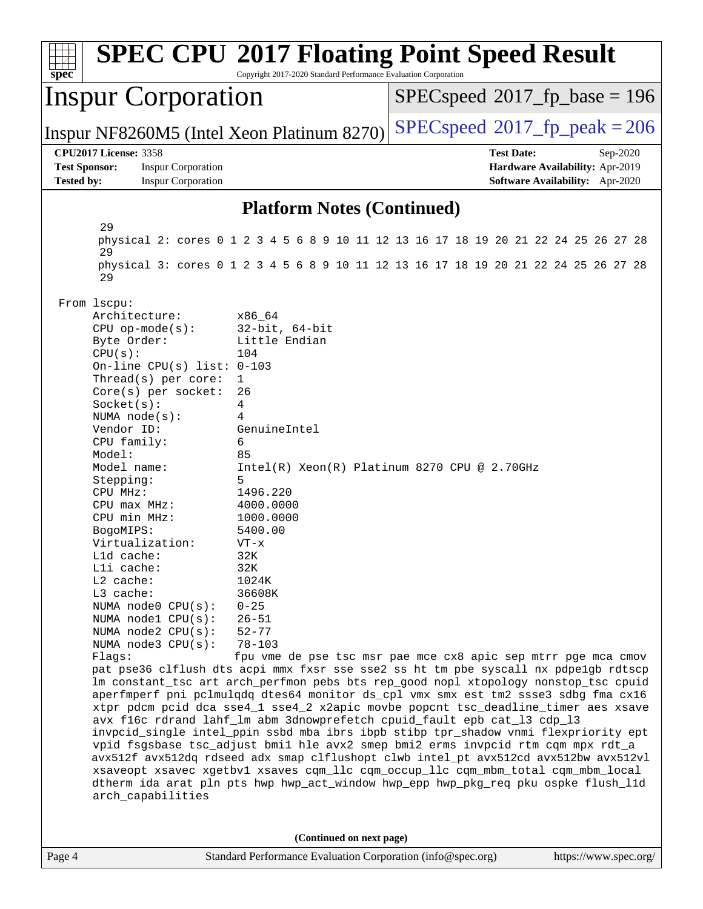## Platform Notes (Continued)

```
    29
    physical 2: cores 0 1 2 3 4 5 6 8 9 10 11 12 13 16 17 18 19 20 21 22 24 25 26 27 28
    29
    physical 3: cores 0 1 2 3 4 5 6 8 9 10 11 12 13 16 17 18 19 20 21 22 24 25 26 27 28
    29

From lscpu:
     Architecture:          x86_64
     CPU op-mode(s):        32-bit, 64-bit
     Byte Order:            Little Endian
     CPU(s):                104
     On-line CPU(s) list: 0-103
     Thread(s) per core:    1
     Core(s) per socket:    26
     Socket(s):             4
     NUMA node(s):          4
     Vendor ID:             GenuineIntel
     CPU family:            6
     Model:                 85
     Model name:            Intel(R) Xeon(R) Platinum 8270 CPU @ 2.70GHz
     Stepping:              5
     CPU MHz:               1496.220
     CPU max MHz:           4000.0000
     CPU min MHz:           1000.0000
     BogoMIPS:              5400.00
     Virtualization:        VT-x
     L1d cache:             32K
     L1i cache:             32K
     L2 cache:              1024K
     L3 cache:              36608K
     NUMA node0 CPU(s):     0-25
     NUMA node1 CPU(s):     26-51
     NUMA node2 CPU(s):     52-77
     NUMA node3 CPU(s):     78-103
     Flags:                 fpu vme de pse tsc msr pae mce cx8 apic sep mtrr pge mca cmov
     pat pse36 clflush dts acpi mmx fxsr sse sse2 ss ht tm pbe syscall nx pdpe1gb rdtscp
     lm constant_tsc art arch_perfmon pebs bts rep_good nopl xtopology nonstop_tsc cpuid
     aperfmperf pni pclmulqdq dtes64 monitor ds_cpl vmx smx est tm2 ssse3 sdbg fma cx16
     xtpr pdcm pcid dca sse4_1 sse4_2 x2apic movbe popcnt tsc_deadline_timer aes xsave
     avx f16c rdrand lahf_lm abm 3dnowprefetch cpuid_fault epb cat_l3 cdp_l3
     invpcid_single intel_ppin ssbd mba ibrs ibpb stibp tpr_shadow vnmi flexpriority ept
     vpid fsgsbase tsc_adjust bmi1 hle avx2 smep bmi2 erms invpcid rtm cqm mpx rdt_a
     avx512f avx512dq rdseed adx smap clflushopt clwb intel_pt avx512cd avx512bw avx512vl
     xsaveopt xsavec xgetbv1 xsaves cqm_llc cqm_occup_llc cqm_mbm_total cqm_mbm_local
     dtherm ida arat pln pts hwp hwp_act_window hwp_epp hwp_pkg_req pku ospke flush_l1d
     arch_capabilities
```

**(Continued on next page)**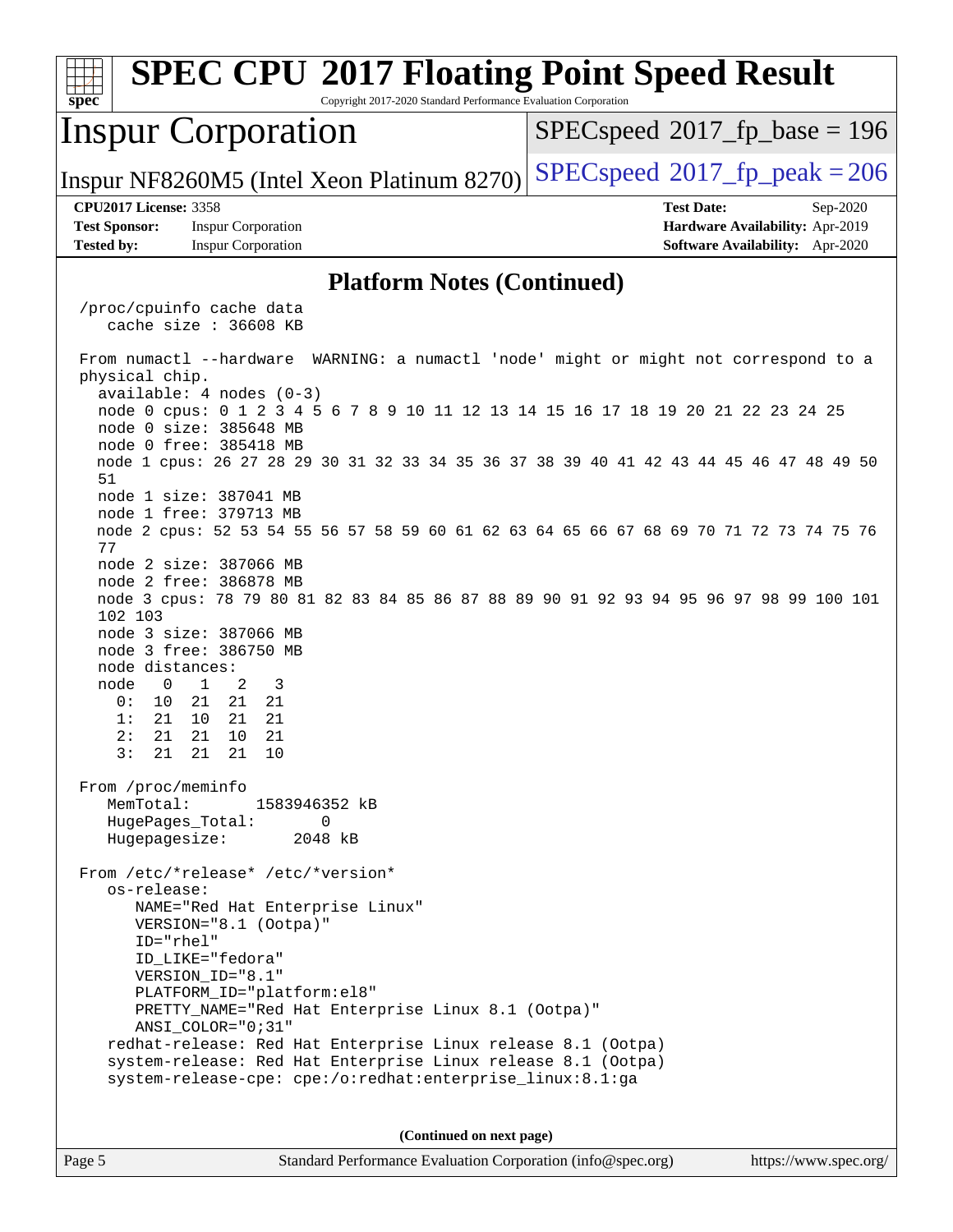## Platform Notes (Continued)

```
/proc/cpuinfo cache data
   cache size : 36608 KB

From numactl --hardware  WARNING: a numactl 'node' might or might not correspond to a
physical chip.
  available: 4 nodes (0-3)
  node 0 cpus: 0 1 2 3 4 5 6 7 8 9 10 11 12 13 14 15 16 17 18 19 20 21 22 23 24 25
  node 0 size: 385648 MB
  node 0 free: 385418 MB
  node 1 cpus: 26 27 28 29 30 31 32 33 34 35 36 37 38 39 40 41 42 43 44 45 46 47 48 49 50
  51
  node 1 size: 387041 MB
  node 1 free: 379713 MB
  node 2 cpus: 52 53 54 55 56 57 58 59 60 61 62 63 64 65 66 67 68 69 70 71 72 73 74 75 76
  77
  node 2 size: 387066 MB
  node 2 free: 386878 MB
  node 3 cpus: 78 79 80 81 82 83 84 85 86 87 88 89 90 91 92 93 94 95 96 97 98 99 100 101
  102 103
  node 3 size: 387066 MB
  node 3 free: 386750 MB
  node distances:
  node   0   1   2   3
    0:  10  21  21  21
    1:  21  10  21  21
    2:  21  21  10  21
    3:  21  21  21  10

From /proc/meminfo
   MemTotal:       1583946352 kB
   HugePages_Total:       0
   Hugepagesize:       2048 kB

From /etc/*release* /etc/*version*
   os-release:
      NAME="Red Hat Enterprise Linux"
      VERSION="8.1 (Ootpa)"
      ID="rhel"
      ID_LIKE="fedora"
      VERSION_ID="8.1"
      PLATFORM_ID="platform:el8"
      PRETTY_NAME="Red Hat Enterprise Linux 8.1 (Ootpa)"
      ANSI_COLOR="0;31"
   redhat-release: Red Hat Enterprise Linux release 8.1 (Ootpa)
   system-release: Red Hat Enterprise Linux release 8.1 (Ootpa)
   system-release-cpe: cpe:/o:redhat:enterprise_linux:8.1:ga
```

(Continued on next page)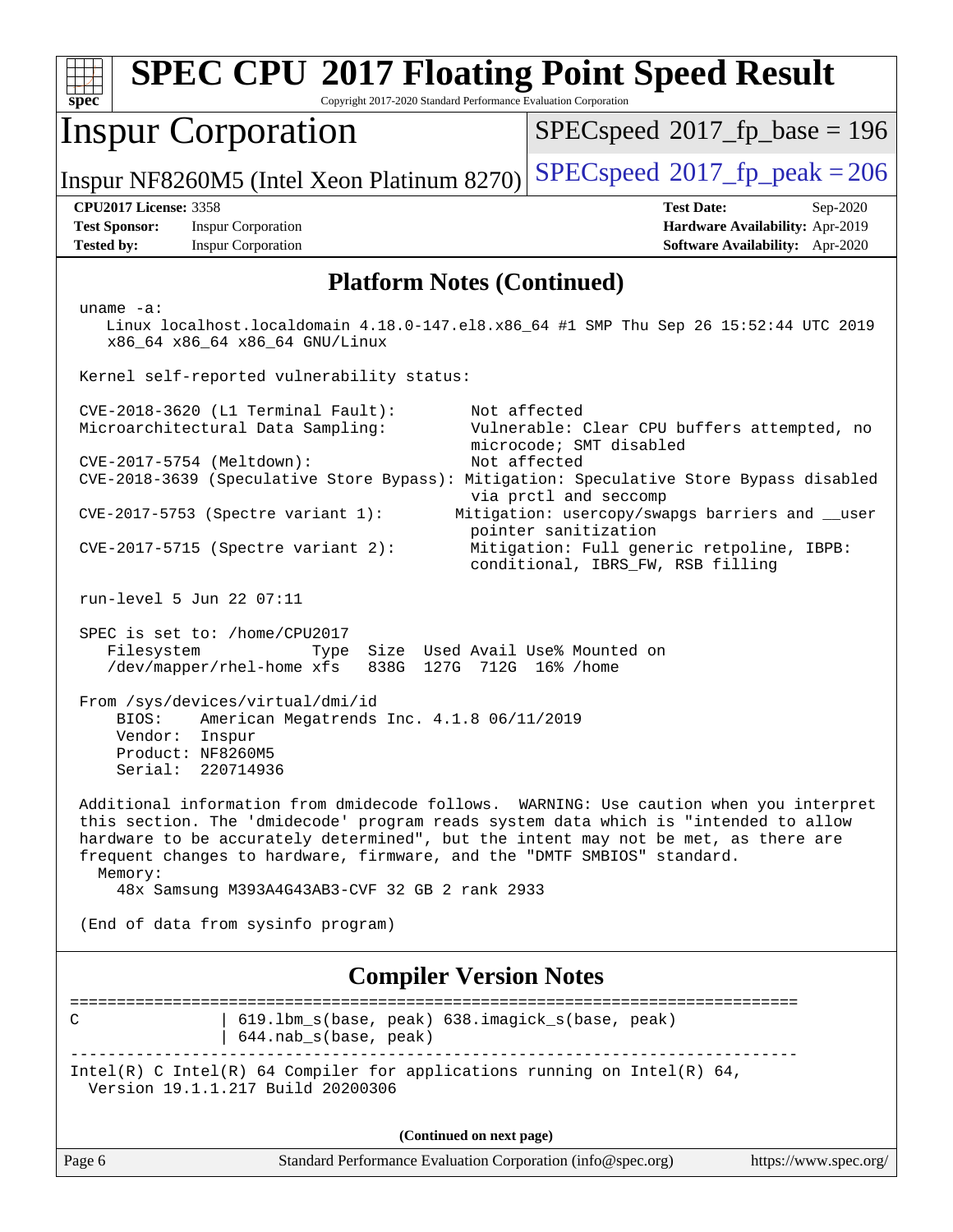# SPEC CPU 2017 Floating Point Speed Result

Copyright 2017-2020 Standard Performance Evaluation Corporation

## Inspur Corporation

Inspur NF8260M5 (Intel Xeon Platinum 8270)

SPECspeed 2017_fp_base = 196

SPECspeed 2017_fp_peak = 206

**CPU2017 License:** 3358
**Test Sponsor:** Inspur Corporation
**Tested by:** Inspur Corporation

**Test Date:** Sep-2020
**Hardware Availability:** Apr-2019
**Software Availability:** Apr-2020

## Platform Notes (Continued)

```
uname -a:
   Linux localhost.localdomain 4.18.0-147.el8.x86_64 #1 SMP Thu Sep 26 15:52:44 UTC 2019
   x86_64 x86_64 x86_64 GNU/Linux

Kernel self-reported vulnerability status:

CVE-2018-3620 (L1 Terminal Fault):        Not affected
Microarchitectural Data Sampling:         Vulnerable: Clear CPU buffers attempted, no
                                          microcode; SMT disabled
CVE-2017-5754 (Meltdown):                 Not affected
CVE-2018-3639 (Speculative Store Bypass): Mitigation: Speculative Store Bypass disabled
                                          via prctl and seccomp
CVE-2017-5753 (Spectre variant 1):       Mitigation: usercopy/swapgs barriers and __user
                                          pointer sanitization
CVE-2017-5715 (Spectre variant 2):        Mitigation: Full generic retpoline, IBPB:
                                          conditional, IBRS_FW, RSB filling

run-level 5 Jun 22 07:11

SPEC is set to: /home/CPU2017
   Filesystem            Type  Size  Used Avail Use% Mounted on
   /dev/mapper/rhel-home xfs   838G  127G  712G  16% /home

From /sys/devices/virtual/dmi/id
    BIOS:    American Megatrends Inc. 4.1.8 06/11/2019
    Vendor:  Inspur
    Product: NF8260M5
    Serial:  220714936

Additional information from dmidecode follows.  WARNING: Use caution when you interpret
this section. The 'dmidecode' program reads system data which is "intended to allow
hardware to be accurately determined", but the intent may not be met, as there are
frequent changes to hardware, firmware, and the "DMTF SMBIOS" standard.
  Memory:
    48x Samsung M393A4G43AB3-CVF 32 GB 2 rank 2933

(End of data from sysinfo program)
```

## Compiler Version Notes

```
==============================================================================
C               | 619.lbm_s(base, peak) 638.imagick_s(base, peak)
                | 644.nab_s(base, peak)
------------------------------------------------------------------------------
Intel(R) C Intel(R) 64 Compiler for applications running on Intel(R) 64,
  Version 19.1.1.217 Build 20200306
```

**(Continued on next page)**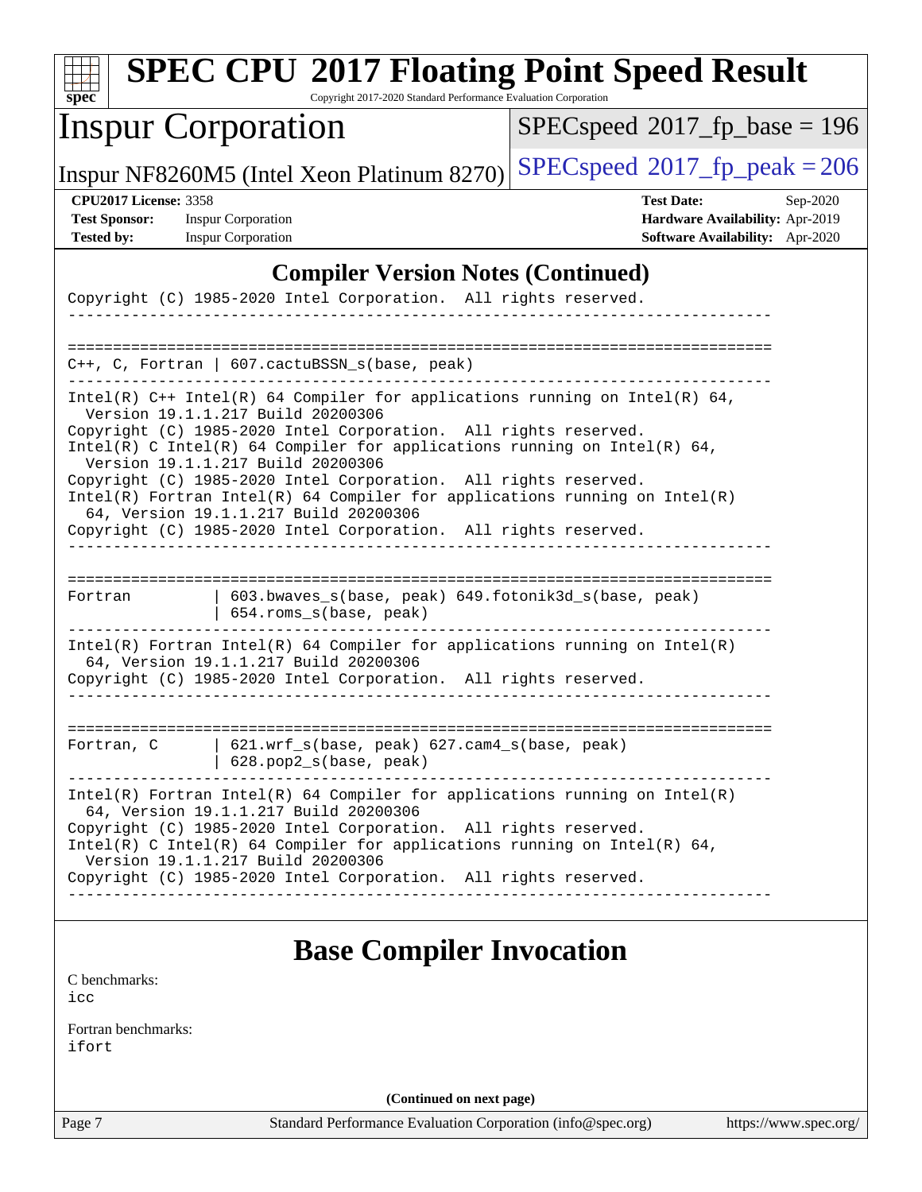## Compiler Version Notes (Continued)

```
Copyright (C) 1985-2020 Intel Corporation.  All rights reserved.
------------------------------------------------------------------------------

==============================================================================
C++, C, Fortran | 607.cactuBSSN_s(base, peak)
------------------------------------------------------------------------------
Intel(R) C++ Intel(R) 64 Compiler for applications running on Intel(R) 64,
  Version 19.1.1.217 Build 20200306
Copyright (C) 1985-2020 Intel Corporation.  All rights reserved.
Intel(R) C Intel(R) 64 Compiler for applications running on Intel(R) 64,
  Version 19.1.1.217 Build 20200306
Copyright (C) 1985-2020 Intel Corporation.  All rights reserved.
Intel(R) Fortran Intel(R) 64 Compiler for applications running on Intel(R)
  64, Version 19.1.1.217 Build 20200306
Copyright (C) 1985-2020 Intel Corporation.  All rights reserved.
------------------------------------------------------------------------------

==============================================================================
Fortran         | 603.bwaves_s(base, peak) 649.fotonik3d_s(base, peak)
                | 654.roms_s(base, peak)
------------------------------------------------------------------------------
Intel(R) Fortran Intel(R) 64 Compiler for applications running on Intel(R)
  64, Version 19.1.1.217 Build 20200306
Copyright (C) 1985-2020 Intel Corporation.  All rights reserved.
------------------------------------------------------------------------------

==============================================================================
Fortran, C      | 621.wrf_s(base, peak) 627.cam4_s(base, peak)
                | 628.pop2_s(base, peak)
------------------------------------------------------------------------------
Intel(R) Fortran Intel(R) 64 Compiler for applications running on Intel(R)
  64, Version 19.1.1.217 Build 20200306
Copyright (C) 1985-2020 Intel Corporation.  All rights reserved.
Intel(R) C Intel(R) 64 Compiler for applications running on Intel(R) 64,
  Version 19.1.1.217 Build 20200306
Copyright (C) 1985-2020 Intel Corporation.  All rights reserved.
------------------------------------------------------------------------------
```

## Base Compiler Invocation

C benchmarks:
icc

Fortran benchmarks:
ifort

**(Continued on next page)**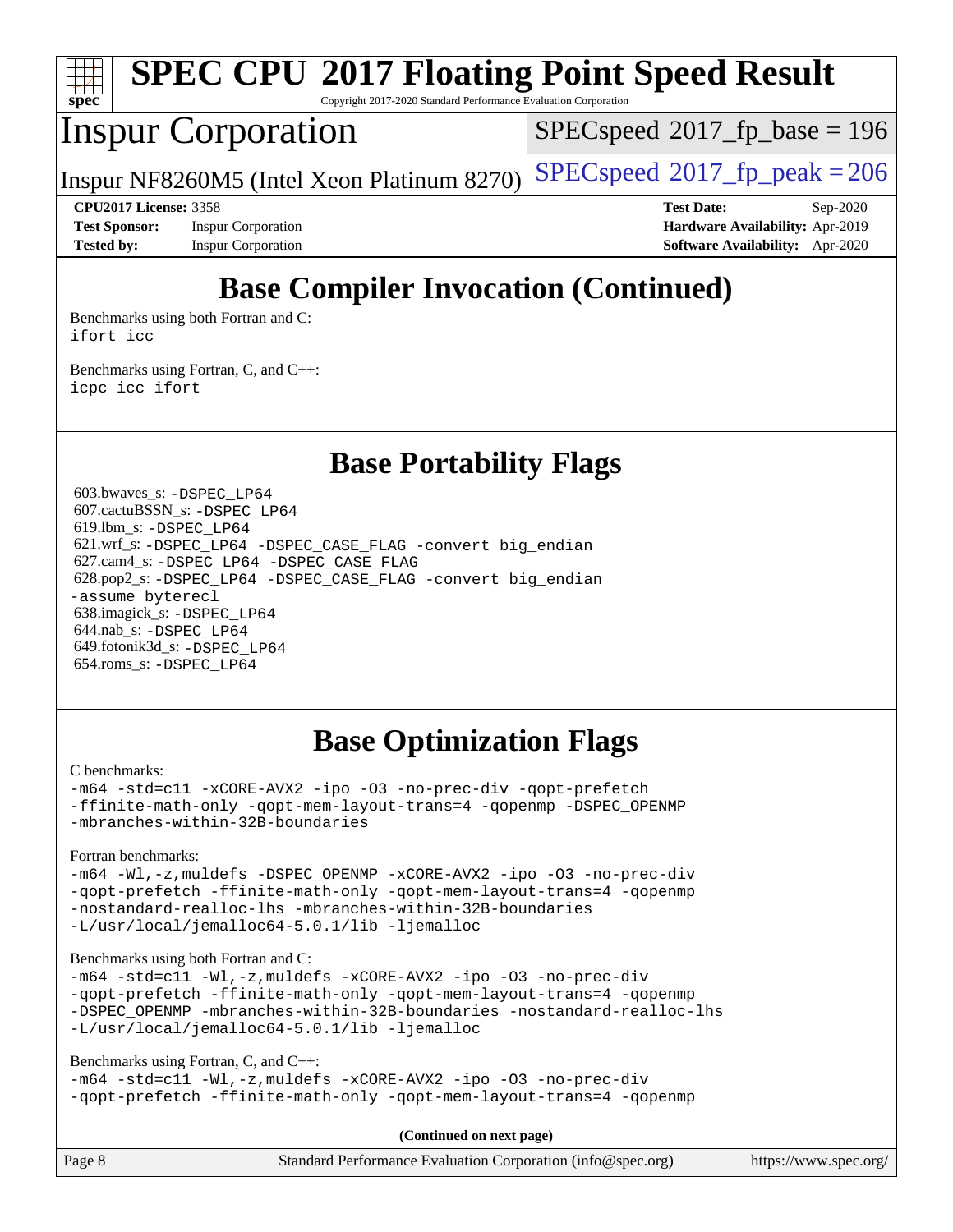# SPEC CPU 2017 Floating Point Speed Result

Copyright 2017-2020 Standard Performance Evaluation Corporation

## Inspur Corporation

Inspur NF8260M5 (Intel Xeon Platinum 8270)

SPECspeed 2017_fp_base = 196

SPECspeed 2017_fp_peak = 206

**CPU2017 License:** 3358
**Test Sponsor:** Inspur Corporation
**Tested by:** Inspur Corporation

**Test Date:** Sep-2020
**Hardware Availability:** Apr-2019
**Software Availability:** Apr-2020

## Base Compiler Invocation (Continued)

Benchmarks using both Fortran and C:
`ifort icc`

Benchmarks using Fortran, C, and C++:
`icpc icc ifort`

## Base Portability Flags

603.bwaves_s: `-DSPEC_LP64`
607.cactuBSSN_s: `-DSPEC_LP64`
619.lbm_s: `-DSPEC_LP64`
621.wrf_s: `-DSPEC_LP64 -DSPEC_CASE_FLAG -convert big_endian`
627.cam4_s: `-DSPEC_LP64 -DSPEC_CASE_FLAG`
628.pop2_s: `-DSPEC_LP64 -DSPEC_CASE_FLAG -convert big_endian -assume byterecl`
638.imagick_s: `-DSPEC_LP64`
644.nab_s: `-DSPEC_LP64`
649.fotonik3d_s: `-DSPEC_LP64`
654.roms_s: `-DSPEC_LP64`

## Base Optimization Flags

C benchmarks:
```
-m64 -std=c11 -xCORE-AVX2 -ipo -O3 -no-prec-div -qopt-prefetch
-ffinite-math-only -qopt-mem-layout-trans=4 -qopenmp -DSPEC_OPENMP
-mbranches-within-32B-boundaries
```

Fortran benchmarks:
```
-m64 -Wl,-z,muldefs -DSPEC_OPENMP -xCORE-AVX2 -ipo -O3 -no-prec-div
-qopt-prefetch -ffinite-math-only -qopt-mem-layout-trans=4 -qopenmp
-nostandard-realloc-lhs -mbranches-within-32B-boundaries
-L/usr/local/jemalloc64-5.0.1/lib -ljemalloc
```

Benchmarks using both Fortran and C:
```
-m64 -std=c11 -Wl,-z,muldefs -xCORE-AVX2 -ipo -O3 -no-prec-div
-qopt-prefetch -ffinite-math-only -qopt-mem-layout-trans=4 -qopenmp
-DSPEC_OPENMP -mbranches-within-32B-boundaries -nostandard-realloc-lhs
-L/usr/local/jemalloc64-5.0.1/lib -ljemalloc
```

Benchmarks using Fortran, C, and C++:
```
-m64 -std=c11 -Wl,-z,muldefs -xCORE-AVX2 -ipo -O3 -no-prec-div
-qopt-prefetch -ffinite-math-only -qopt-mem-layout-trans=4 -qopenmp
```

**(Continued on next page)**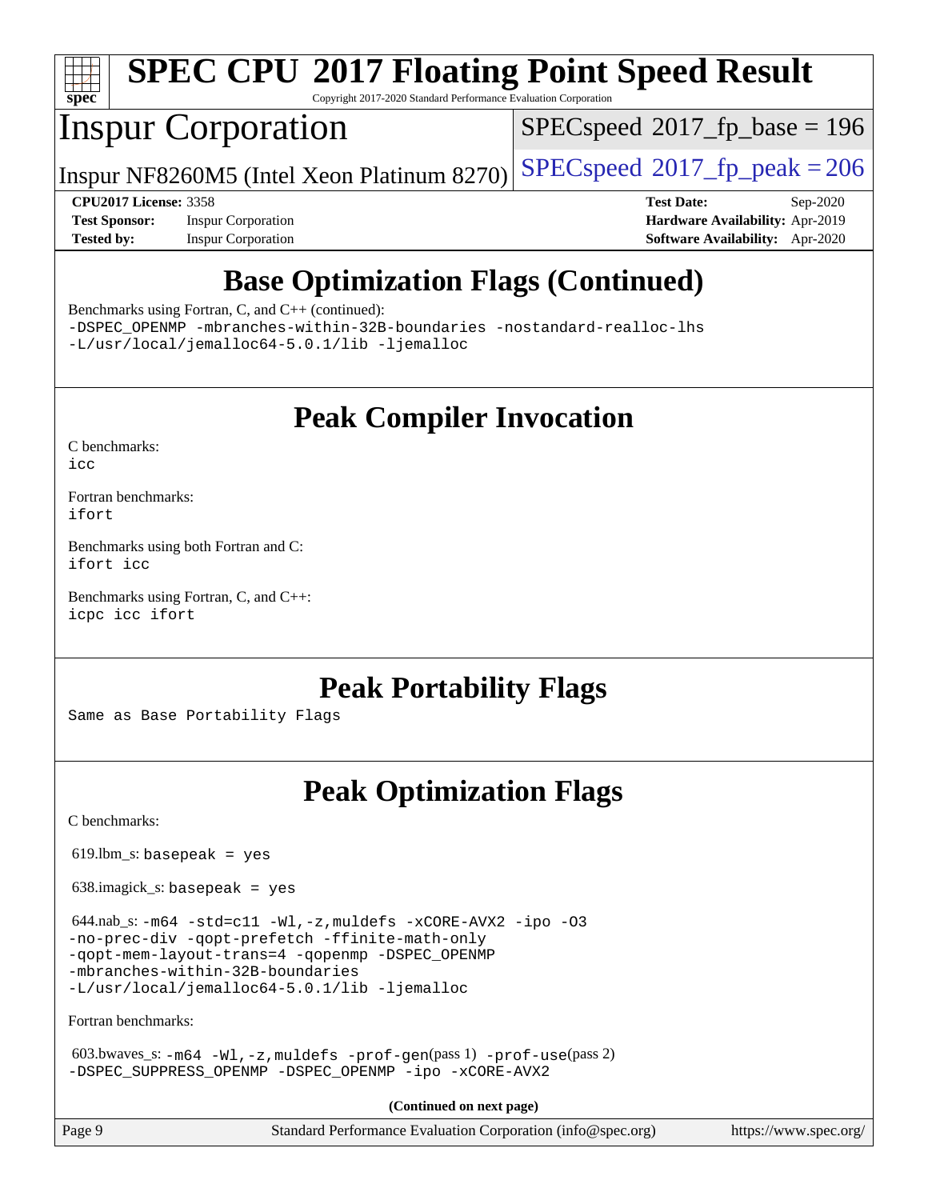# Base Optimization Flags (Continued)

Benchmarks using Fortran, C, and C++ (continued):

```
-DSPEC_OPENMP -mbranches-within-32B-boundaries -nostandard-realloc-lhs
-L/usr/local/jemalloc64-5.0.1/lib -ljemalloc
```

# Peak Compiler Invocation

C benchmarks:
`icc`

Fortran benchmarks:
`ifort`

Benchmarks using both Fortran and C:
`ifort icc`

Benchmarks using Fortran, C, and C++:
`icpc icc ifort`

# Peak Portability Flags

Same as Base Portability Flags

# Peak Optimization Flags

C benchmarks:

619.lbm_s: `basepeak = yes`

638.imagick_s: `basepeak = yes`

644.nab_s:
```
-m64 -std=c11 -Wl,-z,muldefs -xCORE-AVX2 -ipo -O3
-no-prec-div -qopt-prefetch -ffinite-math-only
-qopt-mem-layout-trans=4 -qopenmp -DSPEC_OPENMP
-mbranches-within-32B-boundaries
-L/usr/local/jemalloc64-5.0.1/lib -ljemalloc
```

Fortran benchmarks:

603.bwaves_s: `-m64 -Wl,-z,muldefs -prof-gen`(pass 1) `-prof-use`(pass 2)
`-DSPEC_SUPPRESS_OPENMP -DSPEC_OPENMP -ipo -xCORE-AVX2`

**(Continued on next page)**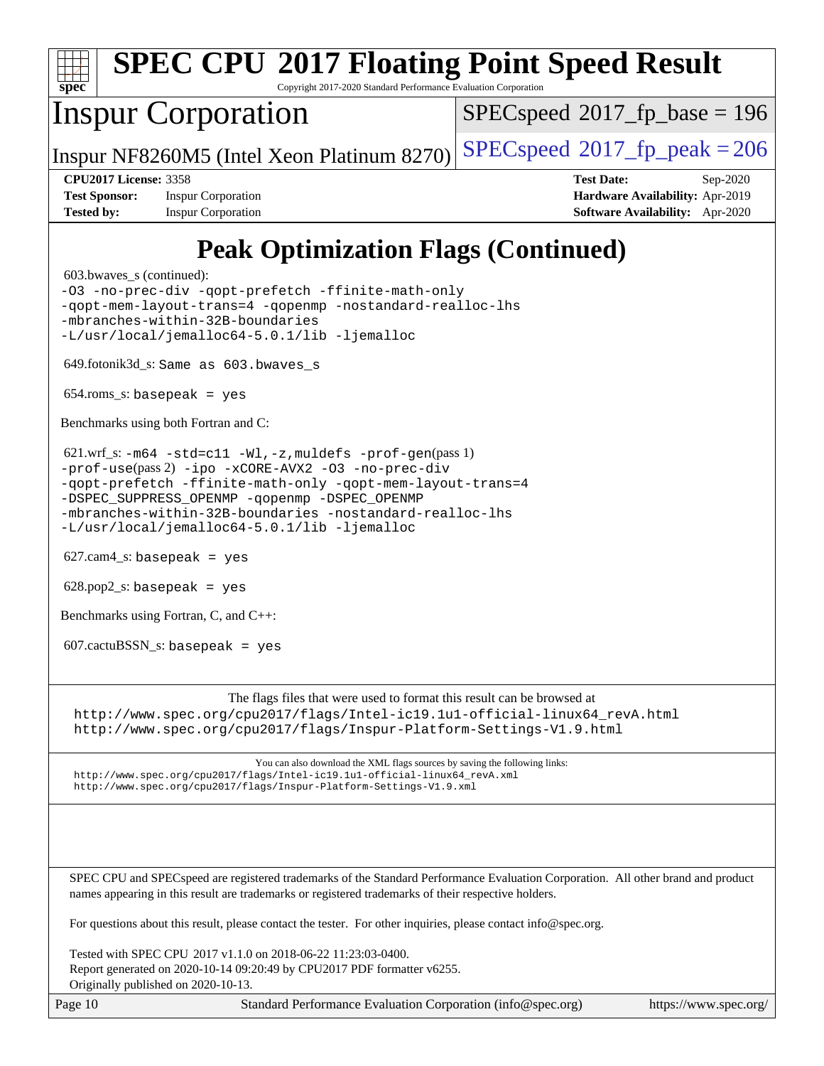## Peak Optimization Flags (Continued)

603.bwaves_s (continued):
```
-O3 -no-prec-div -qopt-prefetch -ffinite-math-only
-qopt-mem-layout-trans=4 -qopenmp -nostandard-realloc-lhs
-mbranches-within-32B-boundaries
-L/usr/local/jemalloc64-5.0.1/lib -ljemalloc
```

649.fotonik3d_s: `Same as 603.bwaves_s`

654.roms_s: `basepeak = yes`

Benchmarks using both Fortran and C:

621.wrf_s: `-m64 -std=c11 -Wl,-z,muldefs -prof-gen`(pass 1)
`-prof-use`(pass 2) `-ipo -xCORE-AVX2 -O3 -no-prec-div`
```
-qopt-prefetch -ffinite-math-only -qopt-mem-layout-trans=4
-DSPEC_SUPPRESS_OPENMP -qopenmp -DSPEC_OPENMP
-mbranches-within-32B-boundaries -nostandard-realloc-lhs
-L/usr/local/jemalloc64-5.0.1/lib -ljemalloc
```

627.cam4_s: `basepeak = yes`

628.pop2_s: `basepeak = yes`

Benchmarks using Fortran, C, and C++:

607.cactuBSSN_s: `basepeak = yes`

The flags files that were used to format this result can be browsed at
http://www.spec.org/cpu2017/flags/Intel-ic19.1u1-official-linux64_revA.html
http://www.spec.org/cpu2017/flags/Inspur-Platform-Settings-V1.9.html

You can also download the XML flags sources by saving the following links:
http://www.spec.org/cpu2017/flags/Intel-ic19.1u1-official-linux64_revA.xml
http://www.spec.org/cpu2017/flags/Inspur-Platform-Settings-V1.9.xml

SPEC CPU and SPECspeed are registered trademarks of the Standard Performance Evaluation Corporation. All other brand and product names appearing in this result are trademarks or registered trademarks of their respective holders.

For questions about this result, please contact the tester. For other inquiries, please contact info@spec.org.

Tested with SPEC CPU 2017 v1.1.0 on 2018-06-22 11:23:03-0400.
Report generated on 2020-10-14 09:20:49 by CPU2017 PDF formatter v6255.
Originally published on 2020-10-13.